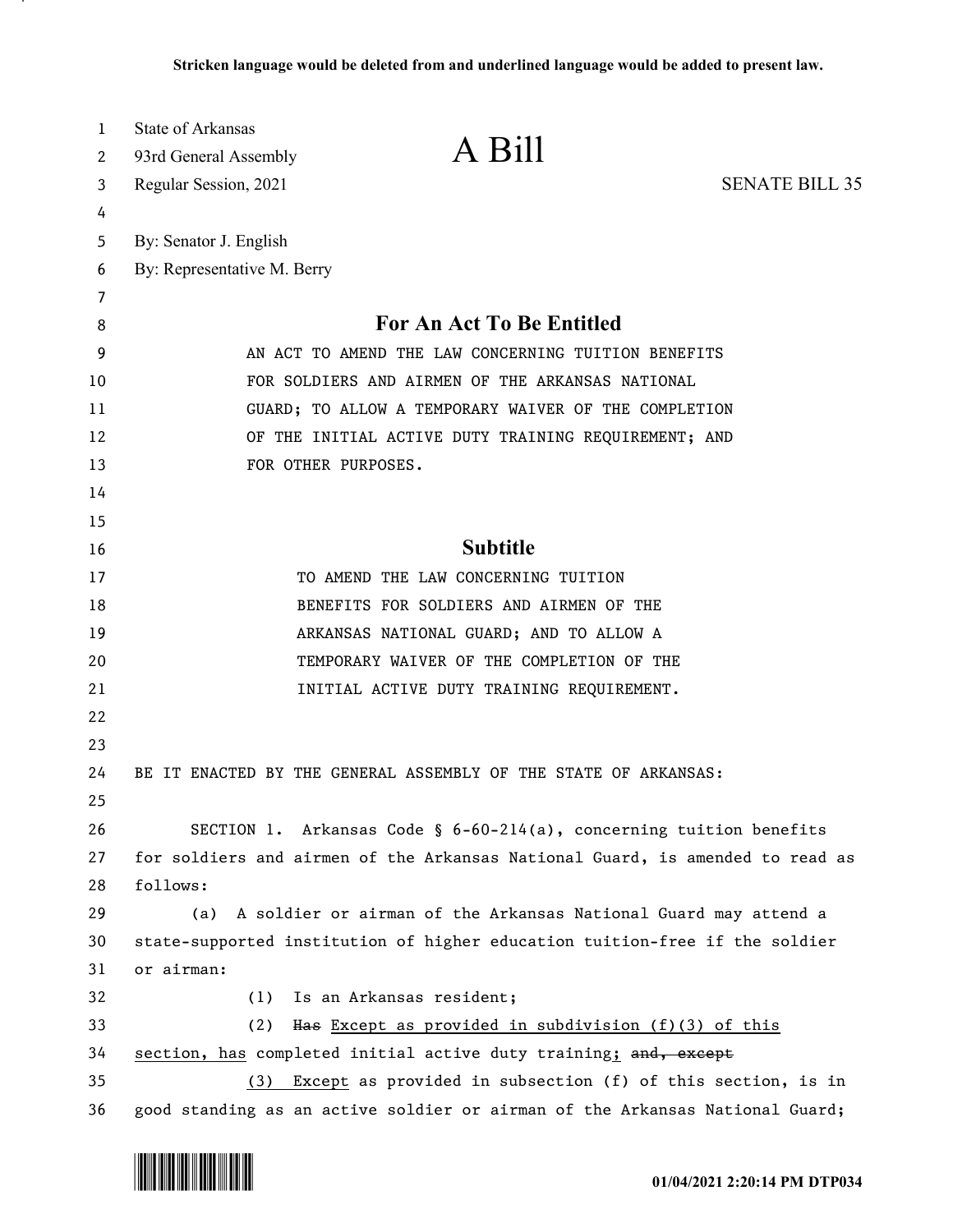Stricken language would be deleted from and underlined language would be added to present law.

State of Arkansas
93rd General Assembly
Regular Session, 2021

# A Bill

SENATE BILL 35

By: Senator J. English
By: Representative M. Berry

## For An Act To Be Entitled

AN ACT TO AMEND THE LAW CONCERNING TUITION BENEFITS FOR SOLDIERS AND AIRMEN OF THE ARKANSAS NATIONAL GUARD; TO ALLOW A TEMPORARY WAIVER OF THE COMPLETION OF THE INITIAL ACTIVE DUTY TRAINING REQUIREMENT; AND FOR OTHER PURPOSES.

## Subtitle

TO AMEND THE LAW CONCERNING TUITION BENEFITS FOR SOLDIERS AND AIRMEN OF THE ARKANSAS NATIONAL GUARD; AND TO ALLOW A TEMPORARY WAIVER OF THE COMPLETION OF THE INITIAL ACTIVE DUTY TRAINING REQUIREMENT.

BE IT ENACTED BY THE GENERAL ASSEMBLY OF THE STATE OF ARKANSAS:

SECTION 1. Arkansas Code § 6-60-214(a), concerning tuition benefits for soldiers and airmen of the Arkansas National Guard, is amended to read as follows:

(a) A soldier or airman of the Arkansas National Guard may attend a state-supported institution of higher education tuition-free if the soldier or airman:

(1) Is an Arkansas resident;

(2) ~~Has~~ <u>Except as provided in subdivision (f)(3) of this section, has</u> completed initial active duty training<u>;</u> ~~and, except~~

<u>(3) Except</u> as provided in subsection (f) of this section, is in good standing as an active soldier or airman of the Arkansas National Guard;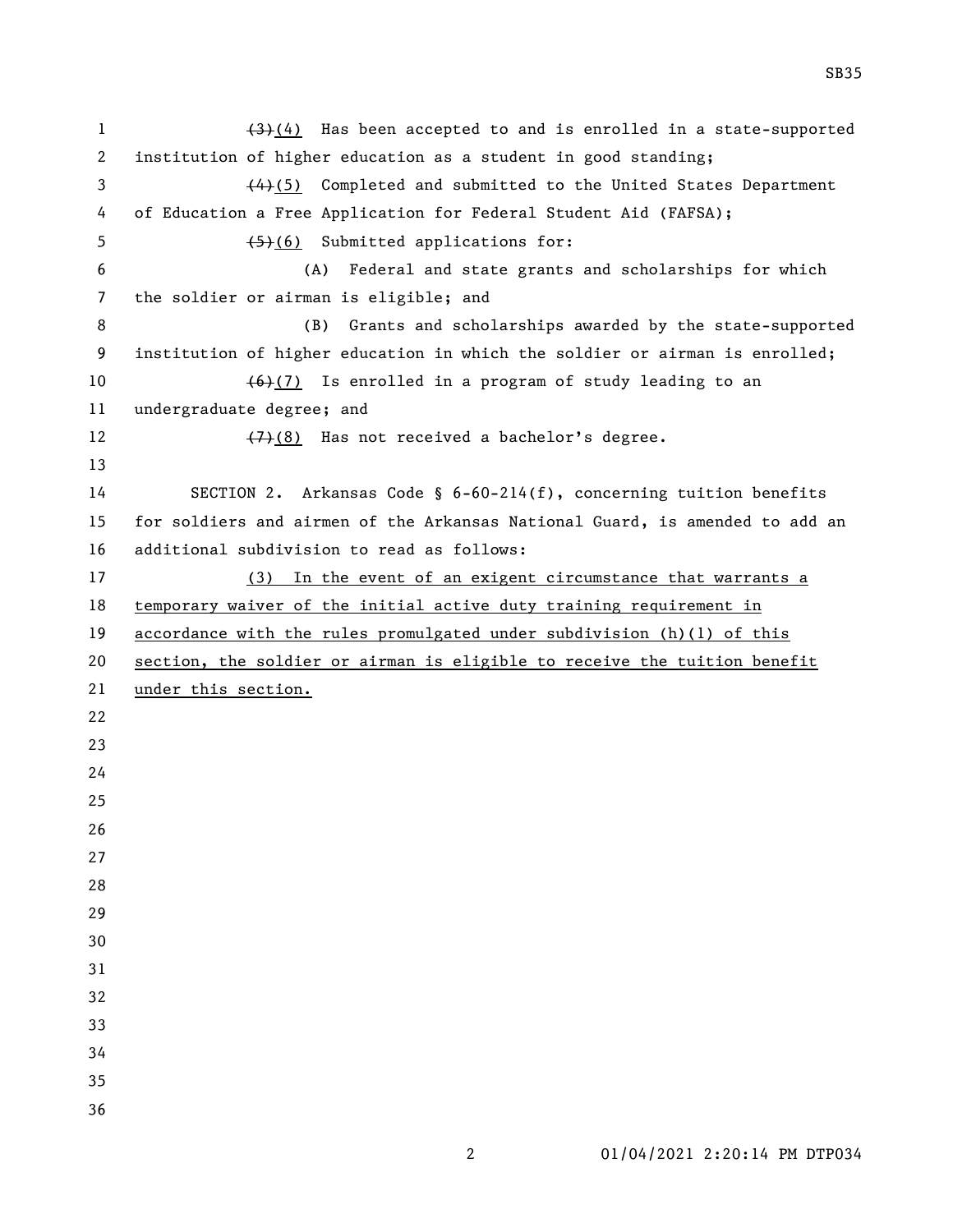~~(3)~~(4) Has been accepted to and is enrolled in a state-supported institution of higher education as a student in good standing;

~~(4)~~(5) Completed and submitted to the United States Department of Education a Free Application for Federal Student Aid (FAFSA);

~~(5)~~(6) Submitted applications for:

(A) Federal and state grants and scholarships for which the soldier or airman is eligible; and

(B) Grants and scholarships awarded by the state-supported institution of higher education in which the soldier or airman is enrolled;

~~(6)~~(7) Is enrolled in a program of study leading to an undergraduate degree; and

~~(7)~~(8) Has not received a bachelor's degree.

SECTION 2. Arkansas Code § 6-60-214(f), concerning tuition benefits for soldiers and airmen of the Arkansas National Guard, is amended to add an additional subdivision to read as follows:

(3) In the event of an exigent circumstance that warrants a temporary waiver of the initial active duty training requirement in accordance with the rules promulgated under subdivision (h)(1) of this section, the soldier or airman is eligible to receive the tuition benefit under this section.